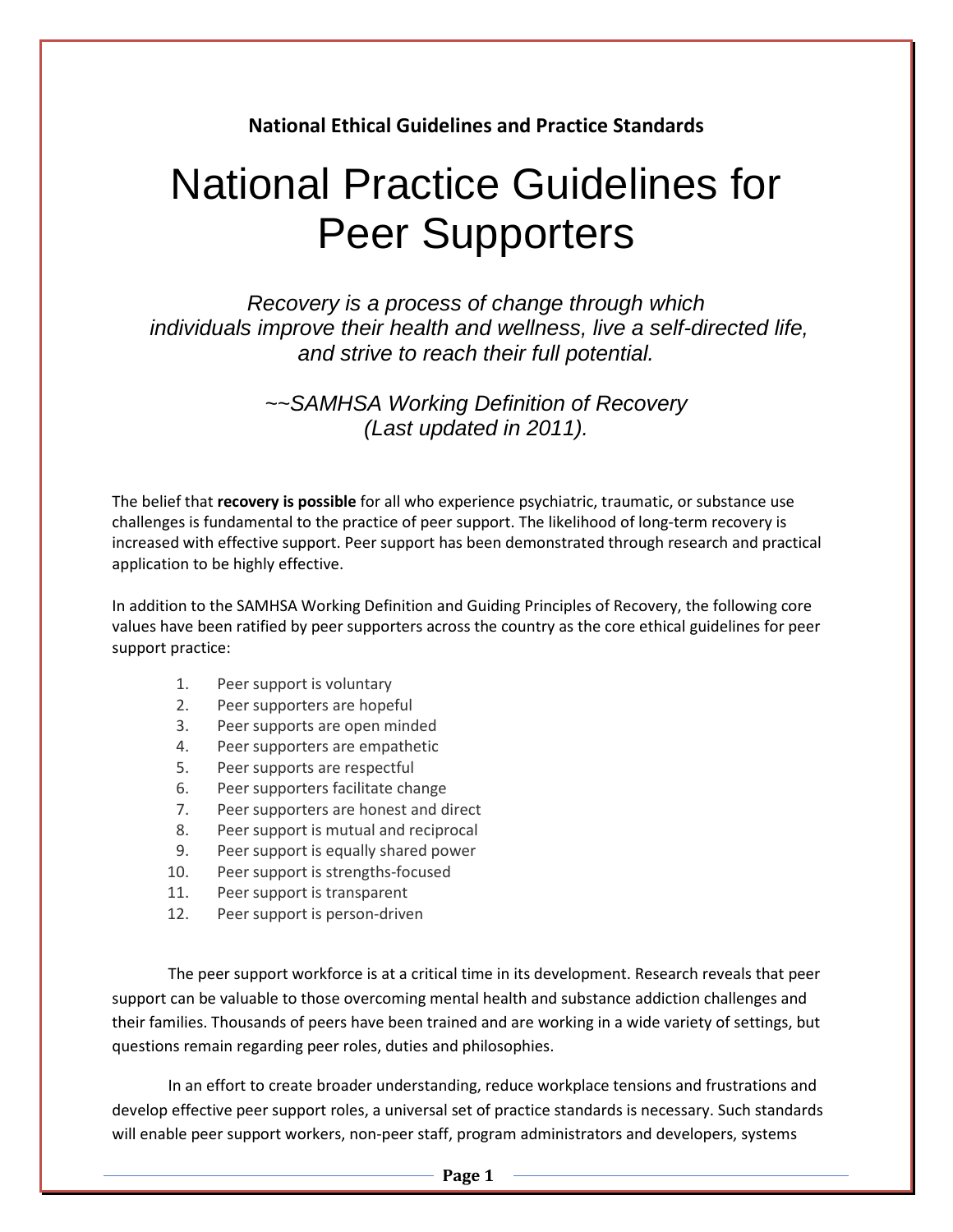**National Ethical Guidelines and Practice Standards**

# National Practice Guidelines for Peer Supporters

*Recovery is a process of change through which individuals improve their health and wellness, live a self-directed life, and strive to reach their full potential.*

*~~SAMHSA Working Definition of Recovery (Last updated in 2011).*

The belief that **recovery is possible** for all who experience psychiatric, traumatic, or substance use challenges is fundamental to the practice of peer support. The likelihood of long-term recovery is increased with effective support. Peer support has been demonstrated through research and practical application to be highly effective.

In addition to the SAMHSA Working Definition and Guiding Principles of Recovery, the following core values have been ratified by peer supporters across the country as the core ethical guidelines for peer support practice:

1. Peer support is voluntary
2. Peer supporters are hopeful
3. Peer supports are open minded
4. Peer supporters are empathetic
5. Peer supports are respectful
6. Peer supporters facilitate change
7. Peer supporters are honest and direct
8. Peer support is mutual and reciprocal
9. Peer support is equally shared power
10. Peer support is strengths-focused
11. Peer support is transparent
12. Peer support is person-driven

The peer support workforce is at a critical time in its development. Research reveals that peer support can be valuable to those overcoming mental health and substance addiction challenges and their families. Thousands of peers have been trained and are working in a wide variety of settings, but questions remain regarding peer roles, duties and philosophies.

In an effort to create broader understanding, reduce workplace tensions and frustrations and develop effective peer support roles, a universal set of practice standards is necessary. Such standards will enable peer support workers, non-peer staff, program administrators and developers, systems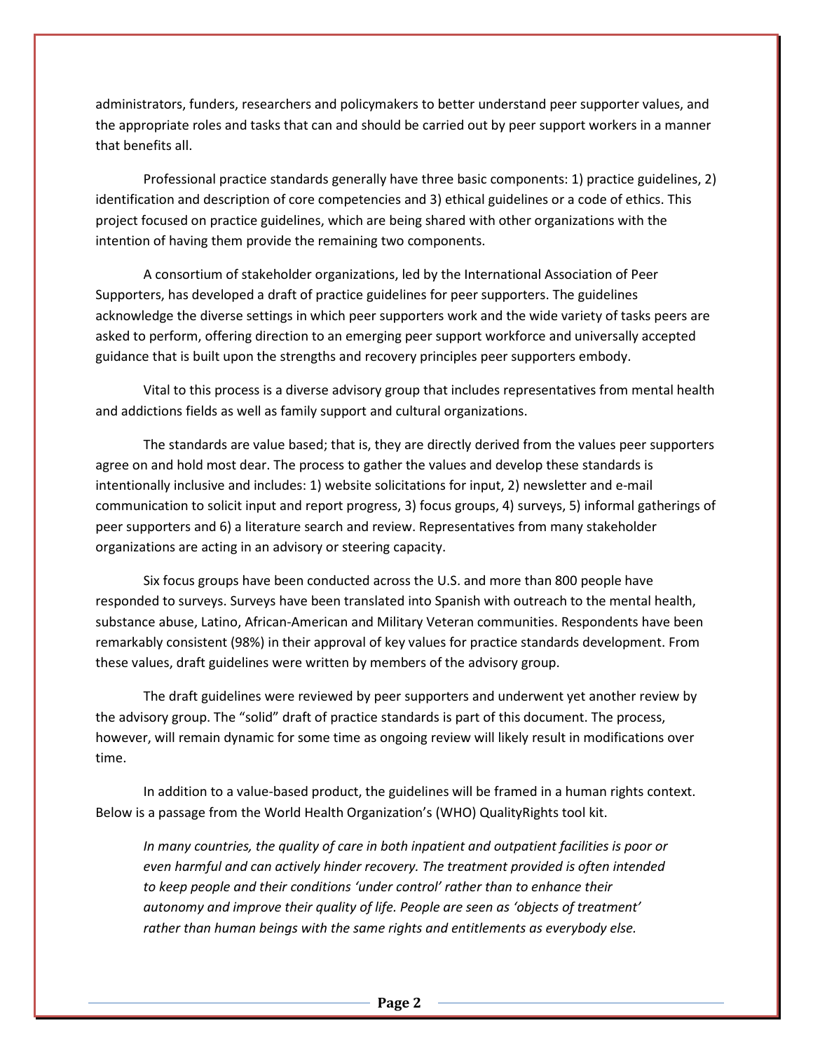administrators, funders, researchers and policymakers to better understand peer supporter values, and the appropriate roles and tasks that can and should be carried out by peer support workers in a manner that benefits all.

Professional practice standards generally have three basic components: 1) practice guidelines, 2) identification and description of core competencies and 3) ethical guidelines or a code of ethics. This project focused on practice guidelines, which are being shared with other organizations with the intention of having them provide the remaining two components.

A consortium of stakeholder organizations, led by the International Association of Peer Supporters, has developed a draft of practice guidelines for peer supporters. The guidelines acknowledge the diverse settings in which peer supporters work and the wide variety of tasks peers are asked to perform, offering direction to an emerging peer support workforce and universally accepted guidance that is built upon the strengths and recovery principles peer supporters embody.

Vital to this process is a diverse advisory group that includes representatives from mental health and addictions fields as well as family support and cultural organizations.

The standards are value based; that is, they are directly derived from the values peer supporters agree on and hold most dear. The process to gather the values and develop these standards is intentionally inclusive and includes: 1) website solicitations for input, 2) newsletter and e-mail communication to solicit input and report progress, 3) focus groups, 4) surveys, 5) informal gatherings of peer supporters and 6) a literature search and review. Representatives from many stakeholder organizations are acting in an advisory or steering capacity.

Six focus groups have been conducted across the U.S. and more than 800 people have responded to surveys. Surveys have been translated into Spanish with outreach to the mental health, substance abuse, Latino, African-American and Military Veteran communities. Respondents have been remarkably consistent (98%) in their approval of key values for practice standards development. From these values, draft guidelines were written by members of the advisory group.

The draft guidelines were reviewed by peer supporters and underwent yet another review by the advisory group. The "solid" draft of practice standards is part of this document. The process, however, will remain dynamic for some time as ongoing review will likely result in modifications over time.

In addition to a value-based product, the guidelines will be framed in a human rights context. Below is a passage from the World Health Organization's (WHO) QualityRights tool kit.

> *In many countries, the quality of care in both inpatient and outpatient facilities is poor or even harmful and can actively hinder recovery. The treatment provided is often intended to keep people and their conditions 'under control' rather than to enhance their autonomy and improve their quality of life. People are seen as 'objects of treatment' rather than human beings with the same rights and entitlements as everybody else.*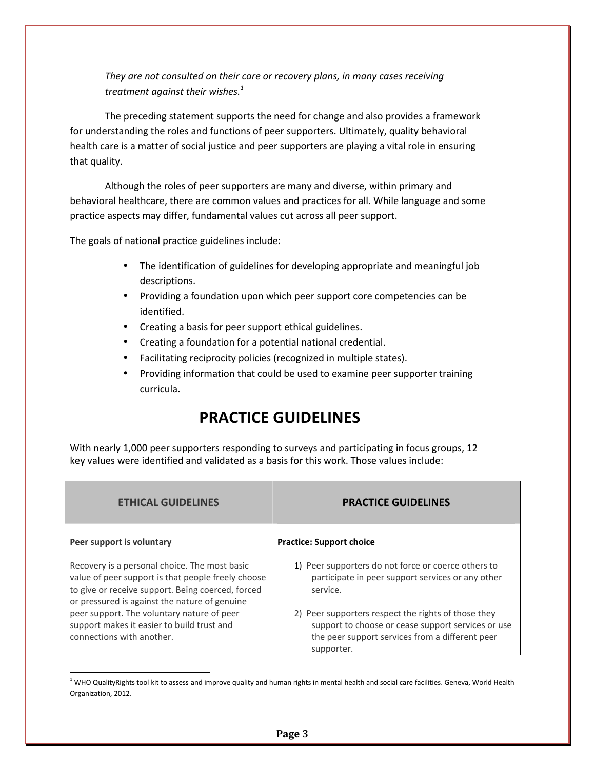*They are not consulted on their care or recovery plans, in many cases receiving treatment against their wishes.*[1]

The preceding statement supports the need for change and also provides a framework for understanding the roles and functions of peer supporters. Ultimately, quality behavioral health care is a matter of social justice and peer supporters are playing a vital role in ensuring that quality.

Although the roles of peer supporters are many and diverse, within primary and behavioral healthcare, there are common values and practices for all. While language and some practice aspects may differ, fundamental values cut across all peer support.

The goals of national practice guidelines include:

- The identification of guidelines for developing appropriate and meaningful job descriptions.
- Providing a foundation upon which peer support core competencies can be identified.
- Creating a basis for peer support ethical guidelines.
- Creating a foundation for a potential national credential.
- Facilitating reciprocity policies (recognized in multiple states).
- Providing information that could be used to examine peer supporter training curricula.

# PRACTICE GUIDELINES

With nearly 1,000 peer supporters responding to surveys and participating in focus groups, 12 key values were identified and validated as a basis for this work. Those values include:

| ETHICAL GUIDELINES | PRACTICE GUIDELINES |
|---|---|
| **Peer support is voluntary**<br><br>Recovery is a personal choice. The most basic value of peer support is that people freely choose to give or receive support. Being coerced, forced or pressured is against the nature of genuine peer support. The voluntary nature of peer support makes it easier to build trust and connections with another. | **Practice: Support choice**<br><br>1) Peer supporters do not force or coerce others to participate in peer support services or any other service.<br><br>2) Peer supporters respect the rights of those they support to choose or cease support services or use the peer support services from a different peer supporter. |

[1] WHO QualityRights tool kit to assess and improve quality and human rights in mental health and social care facilities. Geneva, World Health Organization, 2012.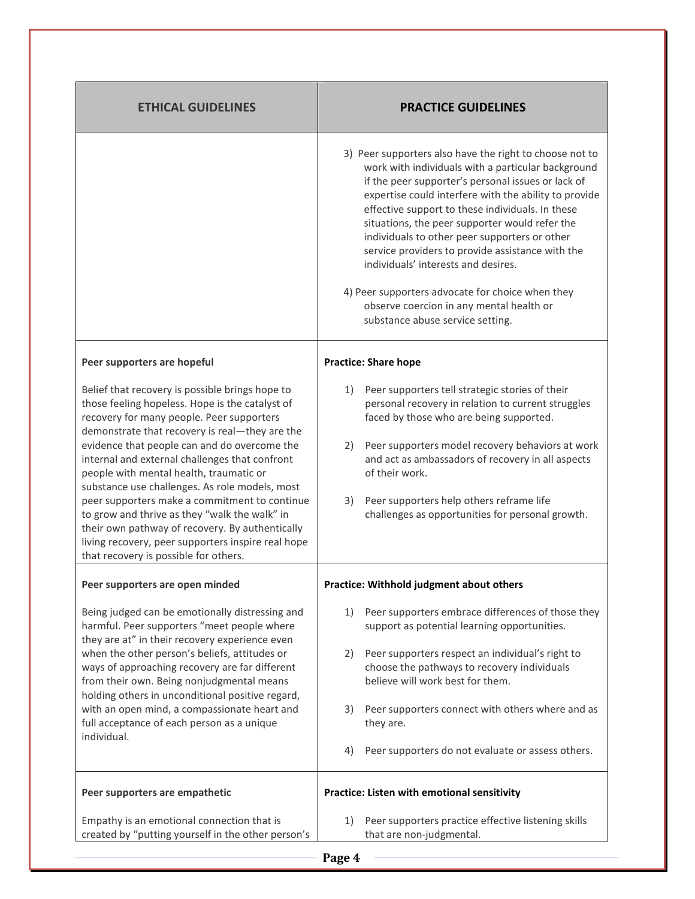| ETHICAL GUIDELINES | PRACTICE GUIDELINES |
| --- | --- |
| | 3) Peer supporters also have the right to choose not to work with individuals with a particular background if the peer supporter's personal issues or lack of expertise could interfere with the ability to provide effective support to these individuals. In these situations, the peer supporter would refer the individuals to other peer supporters or other service providers to provide assistance with the individuals' interests and desires.<br><br>4) Peer supporters advocate for choice when they observe coercion in any mental health or substance abuse service setting. |
| **Peer supporters are hopeful**<br><br>Belief that recovery is possible brings hope to those feeling hopeless. Hope is the catalyst of recovery for many people. Peer supporters demonstrate that recovery is real—they are the evidence that people can and do overcome the internal and external challenges that confront people with mental health, traumatic or substance use challenges. As role models, most peer supporters make a commitment to continue to grow and thrive as they "walk the walk" in their own pathway of recovery. By authentically living recovery, peer supporters inspire real hope that recovery is possible for others. | **Practice: Share hope**<br><br>1) Peer supporters tell strategic stories of their personal recovery in relation to current struggles faced by those who are being supported.<br><br>2) Peer supporters model recovery behaviors at work and act as ambassadors of recovery in all aspects of their work.<br><br>3) Peer supporters help others reframe life challenges as opportunities for personal growth. |
| **Peer supporters are open minded**<br><br>Being judged can be emotionally distressing and harmful. Peer supporters "meet people where they are at" in their recovery experience even when the other person's beliefs, attitudes or ways of approaching recovery are far different from their own. Being nonjudgmental means holding others in unconditional positive regard, with an open mind, a compassionate heart and full acceptance of each person as a unique individual. | **Practice: Withhold judgment about others**<br><br>1) Peer supporters embrace differences of those they support as potential learning opportunities.<br><br>2) Peer supporters respect an individual's right to choose the pathways to recovery individuals believe will work best for them.<br><br>3) Peer supporters connect with others where and as they are.<br><br>4) Peer supporters do not evaluate or assess others. |
| **Peer supporters are empathetic**<br><br>Empathy is an emotional connection that is created by "putting yourself in the other person's | **Practice: Listen with emotional sensitivity**<br><br>1) Peer supporters practice effective listening skills that are non-judgmental. |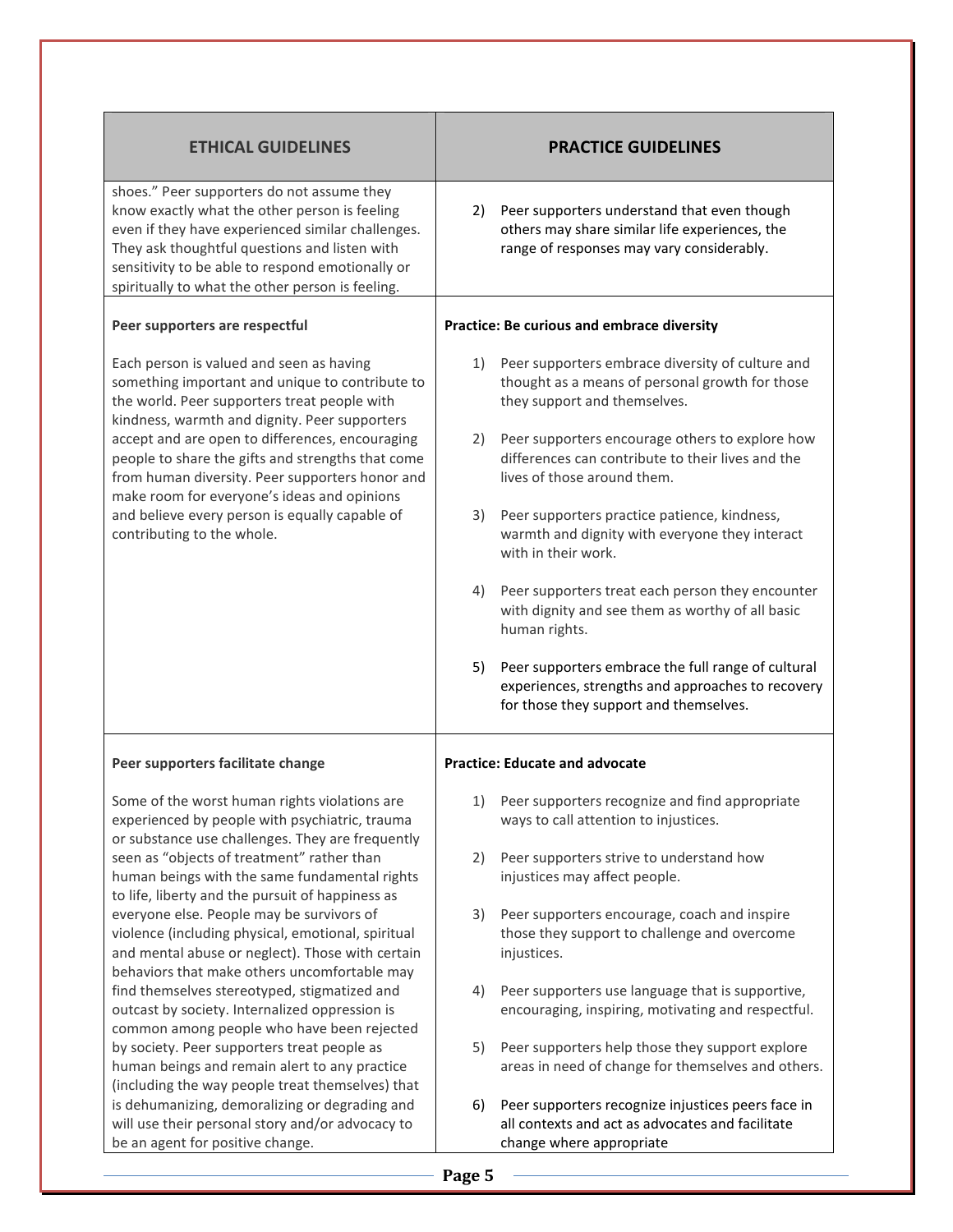| ETHICAL GUIDELINES | PRACTICE GUIDELINES |
| --- | --- |
| shoes." Peer supporters do not assume they know exactly what the other person is feeling even if they have experienced similar challenges. They ask thoughtful questions and listen with sensitivity to be able to respond emotionally or spiritually to what the other person is feeling. | 2) Peer supporters understand that even though others may share similar life experiences, the range of responses may vary considerably. |
| **Peer supporters are respectful**<br><br>Each person is valued and seen as having something important and unique to contribute to the world. Peer supporters treat people with kindness, warmth and dignity. Peer supporters accept and are open to differences, encouraging people to share the gifts and strengths that come from human diversity. Peer supporters honor and make room for everyone's ideas and opinions and believe every person is equally capable of contributing to the whole. | **Practice: Be curious and embrace diversity**<br><br>1) Peer supporters embrace diversity of culture and thought as a means of personal growth for those they support and themselves.<br><br>2) Peer supporters encourage others to explore how differences can contribute to their lives and the lives of those around them.<br><br>3) Peer supporters practice patience, kindness, warmth and dignity with everyone they interact with in their work.<br><br>4) Peer supporters treat each person they encounter with dignity and see them as worthy of all basic human rights.<br><br>5) Peer supporters embrace the full range of cultural experiences, strengths and approaches to recovery for those they support and themselves. |
| **Peer supporters facilitate change**<br><br>Some of the worst human rights violations are experienced by people with psychiatric, trauma or substance use challenges. They are frequently seen as "objects of treatment" rather than human beings with the same fundamental rights to life, liberty and the pursuit of happiness as everyone else. People may be survivors of violence (including physical, emotional, spiritual and mental abuse or neglect). Those with certain behaviors that make others uncomfortable may find themselves stereotyped, stigmatized and outcast by society. Internalized oppression is common among people who have been rejected by society. Peer supporters treat people as human beings and remain alert to any practice (including the way people treat themselves) that is dehumanizing, demoralizing or degrading and will use their personal story and/or advocacy to be an agent for positive change. | **Practice: Educate and advocate**<br><br>1) Peer supporters recognize and find appropriate ways to call attention to injustices.<br><br>2) Peer supporters strive to understand how injustices may affect people.<br><br>3) Peer supporters encourage, coach and inspire those they support to challenge and overcome injustices.<br><br>4) Peer supporters use language that is supportive, encouraging, inspiring, motivating and respectful.<br><br>5) Peer supporters help those they support explore areas in need of change for themselves and others.<br><br>6) Peer supporters recognize injustices peers face in all contexts and act as advocates and facilitate change where appropriate |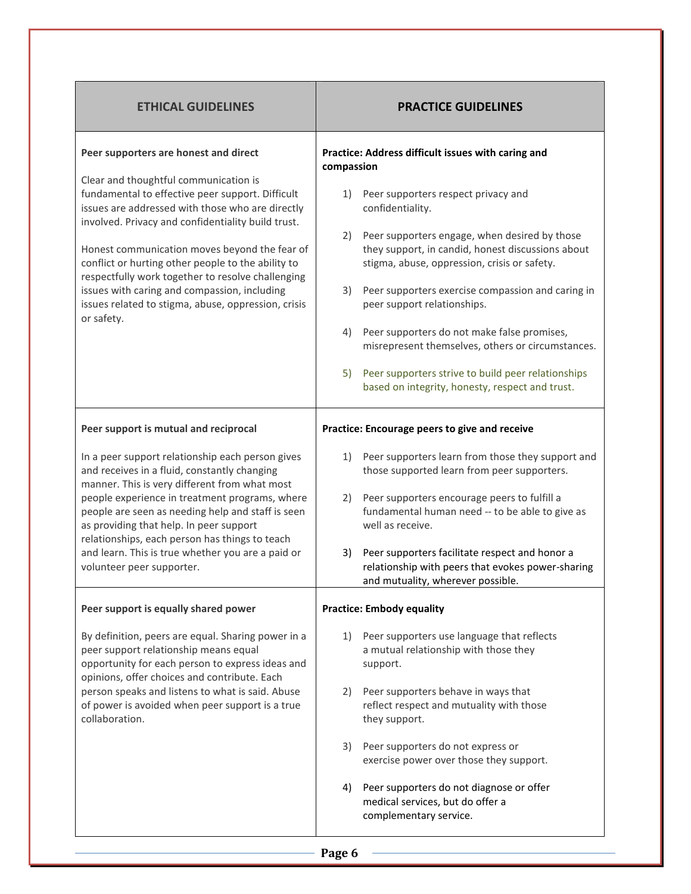| ETHICAL GUIDELINES | PRACTICE GUIDELINES |
|---|---|
| **Peer supporters are honest and direct**<br><br>Clear and thoughtful communication is fundamental to effective peer support. Difficult issues are addressed with those who are directly involved. Privacy and confidentiality build trust.<br><br>Honest communication moves beyond the fear of conflict or hurting other people to the ability to respectfully work together to resolve challenging issues with caring and compassion, including issues related to stigma, abuse, oppression, crisis or safety. | **Practice: Address difficult issues with caring and compassion**<br><br>1) Peer supporters respect privacy and confidentiality.<br><br>2) Peer supporters engage, when desired by those they support, in candid, honest discussions about stigma, abuse, oppression, crisis or safety.<br><br>3) Peer supporters exercise compassion and caring in peer support relationships.<br><br>4) Peer supporters do not make false promises, misrepresent themselves, others or circumstances.<br><br>5) Peer supporters strive to build peer relationships based on integrity, honesty, respect and trust. |
| **Peer support is mutual and reciprocal**<br><br>In a peer support relationship each person gives and receives in a fluid, constantly changing manner. This is very different from what most people experience in treatment programs, where people are seen as needing help and staff is seen as providing that help. In peer support relationships, each person has things to teach and learn. This is true whether you are a paid or volunteer peer supporter. | **Practice: Encourage peers to give and receive**<br><br>1) Peer supporters learn from those they support and those supported learn from peer supporters.<br><br>2) Peer supporters encourage peers to fulfill a fundamental human need -- to be able to give as well as receive.<br><br>3) Peer supporters facilitate respect and honor a relationship with peers that evokes power-sharing and mutuality, wherever possible. |
| **Peer support is equally shared power**<br><br>By definition, peers are equal. Sharing power in a peer support relationship means equal opportunity for each person to express ideas and opinions, offer choices and contribute. Each person speaks and listens to what is said. Abuse of power is avoided when peer support is a true collaboration. | **Practice: Embody equality**<br><br>1) Peer supporters use language that reflects a mutual relationship with those they support.<br><br>2) Peer supporters behave in ways that reflect respect and mutuality with those they support.<br><br>3) Peer supporters do not express or exercise power over those they support.<br><br>4) Peer supporters do not diagnose or offer medical services, but do offer a complementary service. |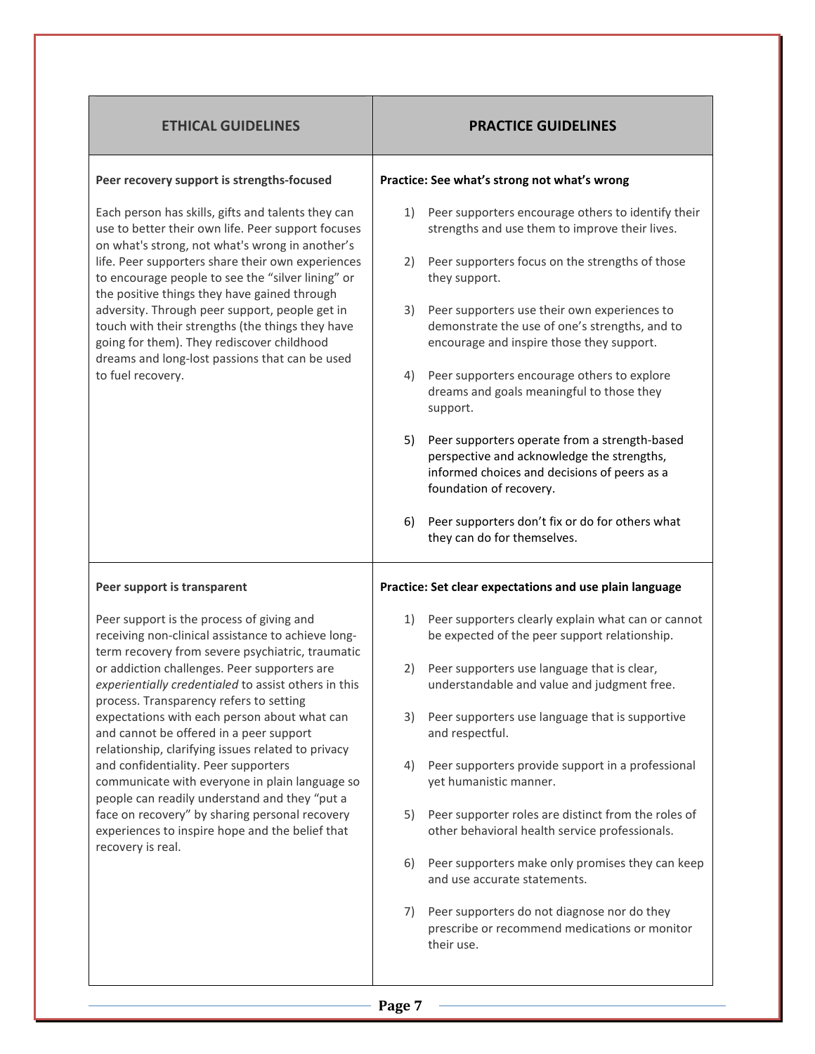| ETHICAL GUIDELINES | PRACTICE GUIDELINES |
|---|---|
| **Peer recovery support is strengths-focused**<br><br>Each person has skills, gifts and talents they can use to better their own life. Peer support focuses on what's strong, not what's wrong in another's life. Peer supporters share their own experiences to encourage people to see the "silver lining" or the positive things they have gained through adversity. Through peer support, people get in touch with their strengths (the things they have going for them). They rediscover childhood dreams and long-lost passions that can be used to fuel recovery. | **Practice: See what's strong not what's wrong**<br><br>1) Peer supporters encourage others to identify their strengths and use them to improve their lives.<br><br>2) Peer supporters focus on the strengths of those they support.<br><br>3) Peer supporters use their own experiences to demonstrate the use of one's strengths, and to encourage and inspire those they support.<br><br>4) Peer supporters encourage others to explore dreams and goals meaningful to those they support.<br><br>5) Peer supporters operate from a strength-based perspective and acknowledge the strengths, informed choices and decisions of peers as a foundation of recovery.<br><br>6) Peer supporters don't fix or do for others what they can do for themselves. |
| **Peer support is transparent**<br><br>Peer support is the process of giving and receiving non-clinical assistance to achieve long-term recovery from severe psychiatric, traumatic or addiction challenges. Peer supporters are *experientially credentialed* to assist others in this process. Transparency refers to setting expectations with each person about what can and cannot be offered in a peer support relationship, clarifying issues related to privacy and confidentiality. Peer supporters communicate with everyone in plain language so people can readily understand and they "put a face on recovery" by sharing personal recovery experiences to inspire hope and the belief that recovery is real. | **Practice: Set clear expectations and use plain language**<br><br>1) Peer supporters clearly explain what can or cannot be expected of the peer support relationship.<br><br>2) Peer supporters use language that is clear, understandable and value and judgment free.<br><br>3) Peer supporters use language that is supportive and respectful.<br><br>4) Peer supporters provide support in a professional yet humanistic manner.<br><br>5) Peer supporter roles are distinct from the roles of other behavioral health service professionals.<br><br>6) Peer supporters make only promises they can keep and use accurate statements.<br><br>7) Peer supporters do not diagnose nor do they prescribe or recommend medications or monitor their use. |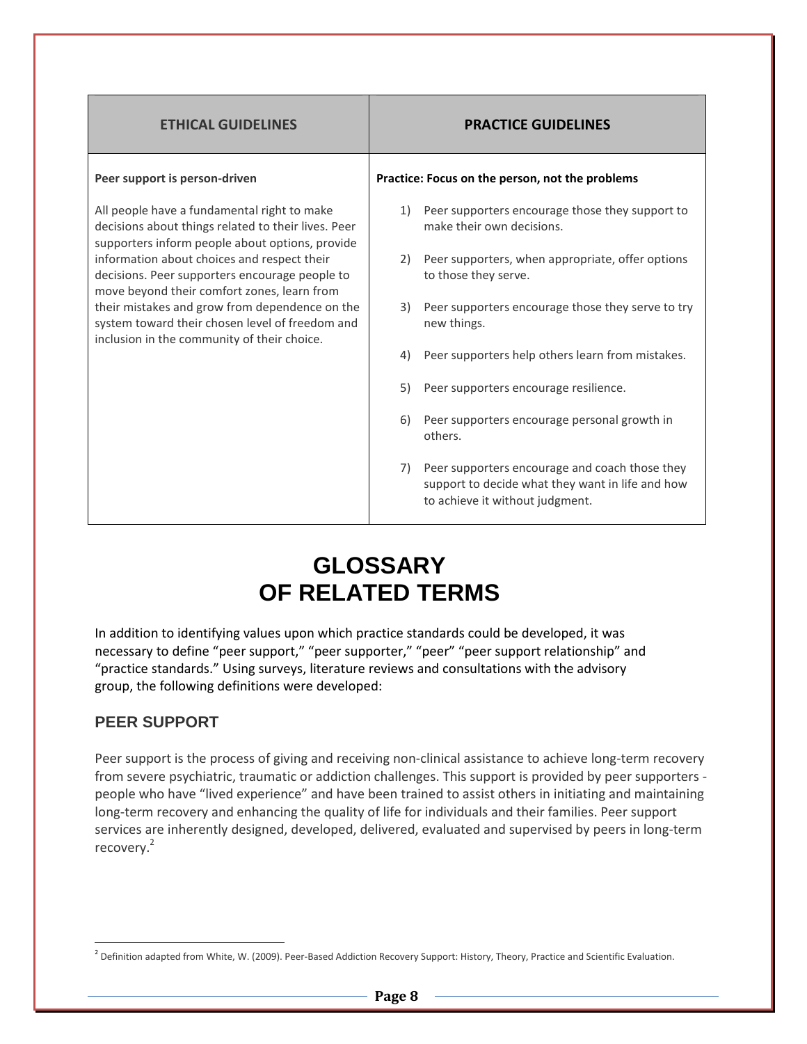| ETHICAL GUIDELINES | PRACTICE GUIDELINES |
|---|---|
| **Peer support is person-driven**<br><br>All people have a fundamental right to make decisions about things related to their lives. Peer supporters inform people about options, provide information about choices and respect their decisions. Peer supporters encourage people to move beyond their comfort zones, learn from their mistakes and grow from dependence on the system toward their chosen level of freedom and inclusion in the community of their choice. | **Practice: Focus on the person, not the problems**<br><br>1) Peer supporters encourage those they support to make their own decisions.<br><br>2) Peer supporters, when appropriate, offer options to those they serve.<br><br>3) Peer supporters encourage those they serve to try new things.<br><br>4) Peer supporters help others learn from mistakes.<br><br>5) Peer supporters encourage resilience.<br><br>6) Peer supporters encourage personal growth in others.<br><br>7) Peer supporters encourage and coach those they support to decide what they want in life and how to achieve it without judgment. |

# GLOSSARY OF RELATED TERMS

In addition to identifying values upon which practice standards could be developed, it was necessary to define "peer support," "peer supporter," "peer" "peer support relationship" and "practice standards." Using surveys, literature reviews and consultations with the advisory group, the following definitions were developed:

## PEER SUPPORT

Peer support is the process of giving and receiving non-clinical assistance to achieve long-term recovery from severe psychiatric, traumatic or addiction challenges. This support is provided by peer supporters - people who have "lived experience" and have been trained to assist others in initiating and maintaining long-term recovery and enhancing the quality of life for individuals and their families. Peer support services are inherently designed, developed, delivered, evaluated and supervised by peers in long-term recovery.[2]

---

[2] Definition adapted from White, W. (2009). Peer-Based Addiction Recovery Support: History, Theory, Practice and Scientific Evaluation.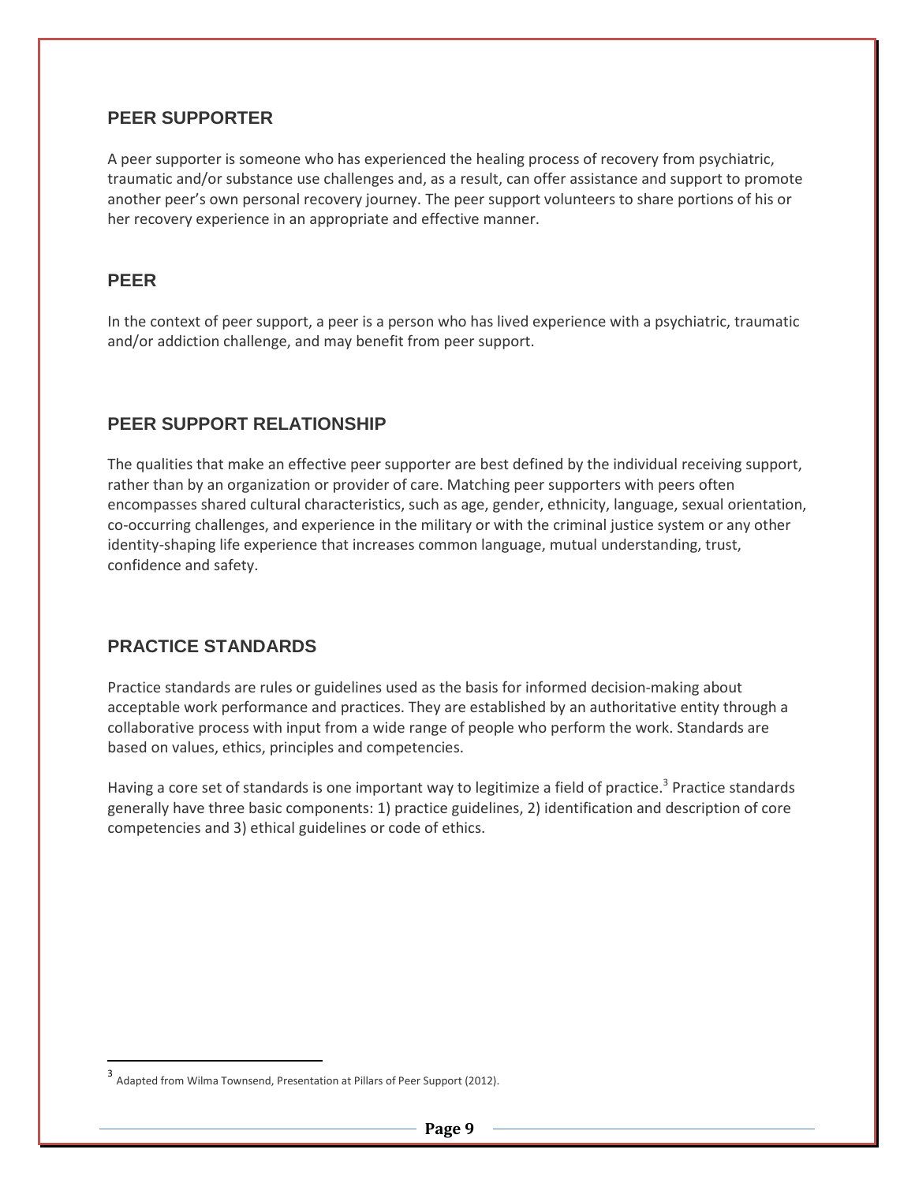## PEER SUPPORTER

A peer supporter is someone who has experienced the healing process of recovery from psychiatric, traumatic and/or substance use challenges and, as a result, can offer assistance and support to promote another peer's own personal recovery journey. The peer support volunteers to share portions of his or her recovery experience in an appropriate and effective manner.

## PEER

In the context of peer support, a peer is a person who has lived experience with a psychiatric, traumatic and/or addiction challenge, and may benefit from peer support.

## PEER SUPPORT RELATIONSHIP

The qualities that make an effective peer supporter are best defined by the individual receiving support, rather than by an organization or provider of care. Matching peer supporters with peers often encompasses shared cultural characteristics, such as age, gender, ethnicity, language, sexual orientation, co-occurring challenges, and experience in the military or with the criminal justice system or any other identity-shaping life experience that increases common language, mutual understanding, trust, confidence and safety.

## PRACTICE STANDARDS

Practice standards are rules or guidelines used as the basis for informed decision-making about acceptable work performance and practices. They are established by an authoritative entity through a collaborative process with input from a wide range of people who perform the work. Standards are based on values, ethics, principles and competencies.

Having a core set of standards is one important way to legitimize a field of practice.[3] Practice standards generally have three basic components: 1) practice guidelines, 2) identification and description of core competencies and 3) ethical guidelines or code of ethics.

---

[3] Adapted from Wilma Townsend, Presentation at Pillars of Peer Support (2012).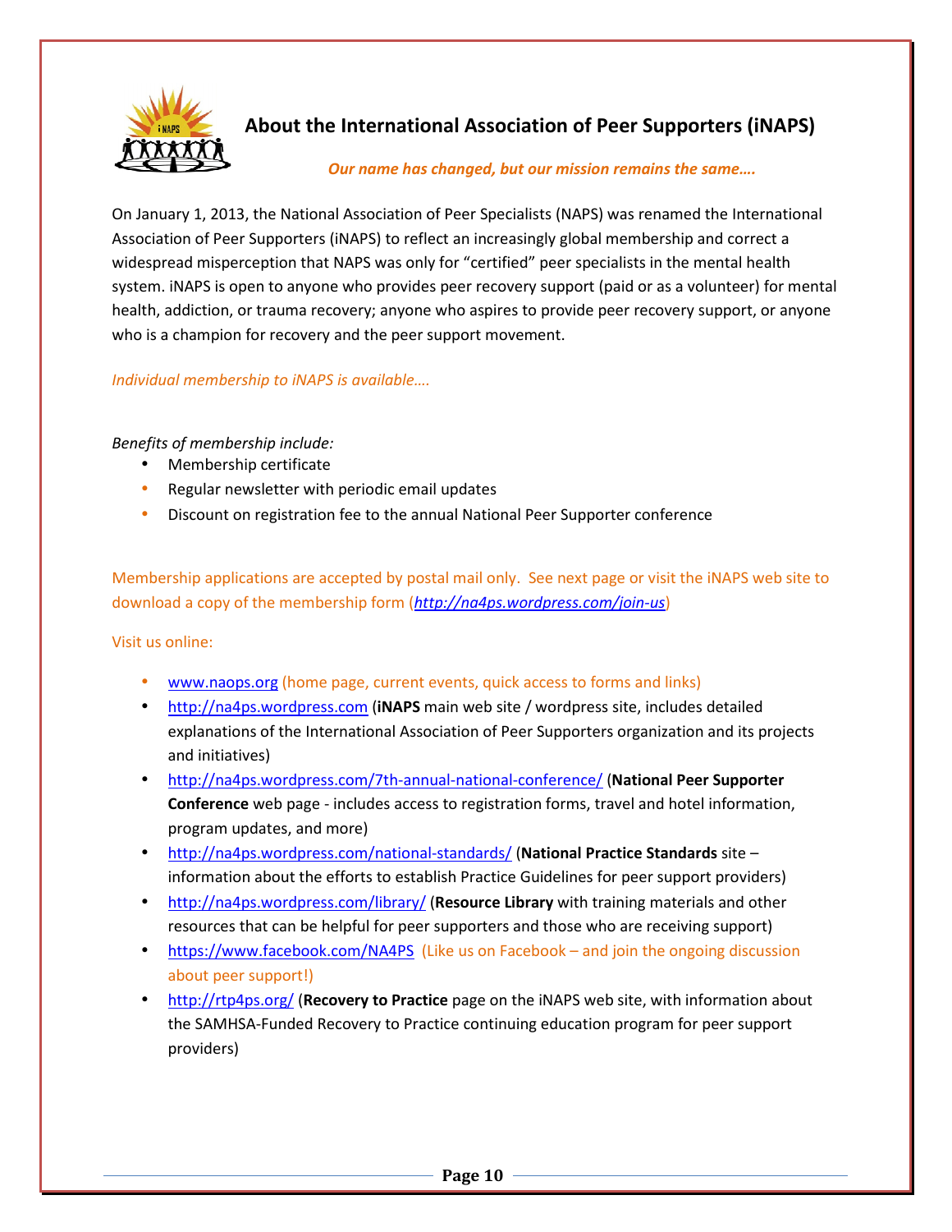## About the International Association of Peer Supporters (iNAPS)

***Our name has changed, but our mission remains the same….***

On January 1, 2013, the National Association of Peer Specialists (NAPS) was renamed the International Association of Peer Supporters (iNAPS) to reflect an increasingly global membership and correct a widespread misperception that NAPS was only for "certified" peer specialists in the mental health system. iNAPS is open to anyone who provides peer recovery support (paid or as a volunteer) for mental health, addiction, or trauma recovery; anyone who aspires to provide peer recovery support, or anyone who is a champion for recovery and the peer support movement.

*Individual membership to iNAPS is available….*

*Benefits of membership include:*

- Membership certificate
- Regular newsletter with periodic email updates
- Discount on registration fee to the annual National Peer Supporter conference

Membership applications are accepted by postal mail only. See next page or visit the iNAPS web site to download a copy of the membership form (***http://na4ps.wordpress.com/join-us***)

Visit us online:

- www.naops.org (home page, current events, quick access to forms and links)
- http://na4ps.wordpress.com (**iNAPS** main web site / wordpress site, includes detailed explanations of the International Association of Peer Supporters organization and its projects and initiatives)
- http://na4ps.wordpress.com/7th-annual-national-conference/ (**National Peer Supporter Conference** web page - includes access to registration forms, travel and hotel information, program updates, and more)
- http://na4ps.wordpress.com/national-standards/ (**National Practice Standards** site – information about the efforts to establish Practice Guidelines for peer support providers)
- http://na4ps.wordpress.com/library/ (**Resource Library** with training materials and other resources that can be helpful for peer supporters and those who are receiving support)
- https://www.facebook.com/NA4PS (Like us on Facebook – and join the ongoing discussion about peer support!)
- http://rtp4ps.org/ (**Recovery to Practice** page on the iNAPS web site, with information about the SAMHSA-Funded Recovery to Practice continuing education program for peer support providers)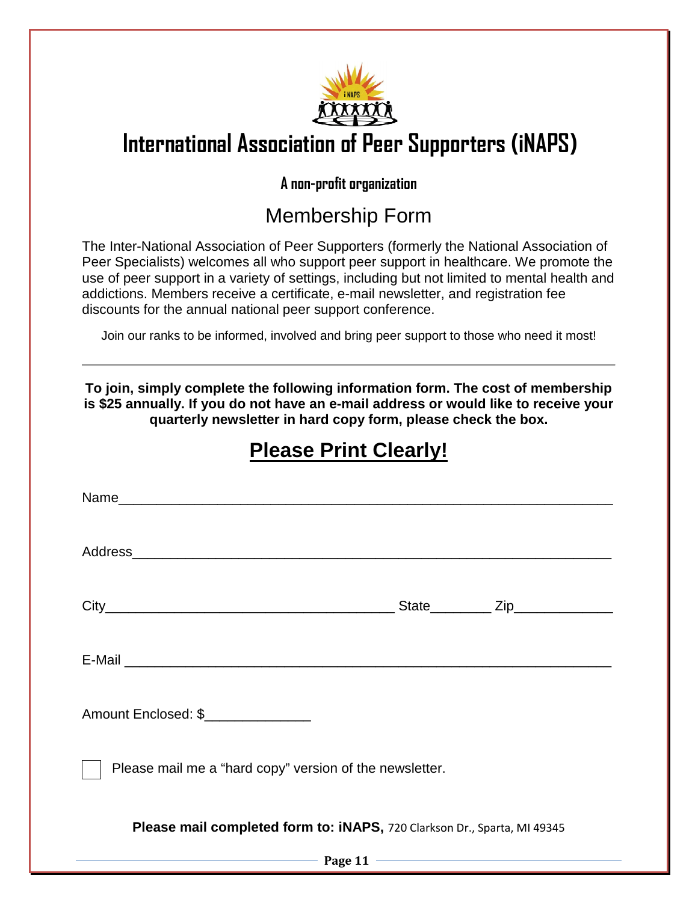# International Association of Peer Supporters (iNAPS)

**A non-profit organization**

## Membership Form

The Inter-National Association of Peer Supporters (formerly the National Association of Peer Specialists) welcomes all who support peer support in healthcare. We promote the use of peer support in a variety of settings, including but not limited to mental health and addictions. Members receive a certificate, e-mail newsletter, and registration fee discounts for the annual national peer support conference.

Join our ranks to be informed, involved and bring peer support to those who need it most!

---

**To join, simply complete the following information form. The cost of membership is $25 annually. If you do not have an e-mail address or would like to receive your quarterly newsletter in hard copy form, please check the box.**

## **Please Print Clearly!**

Name_______________________________________________________________

Address_____________________________________________________________

City_________________________________ State________ Zip_____________

E-Mail ______________________________________________________________

Amount Enclosed: $______________

☐ Please mail me a "hard copy" version of the newsletter.

**Please mail completed form to: iNAPS,** 720 Clarkson Dr., Sparta, MI 49345